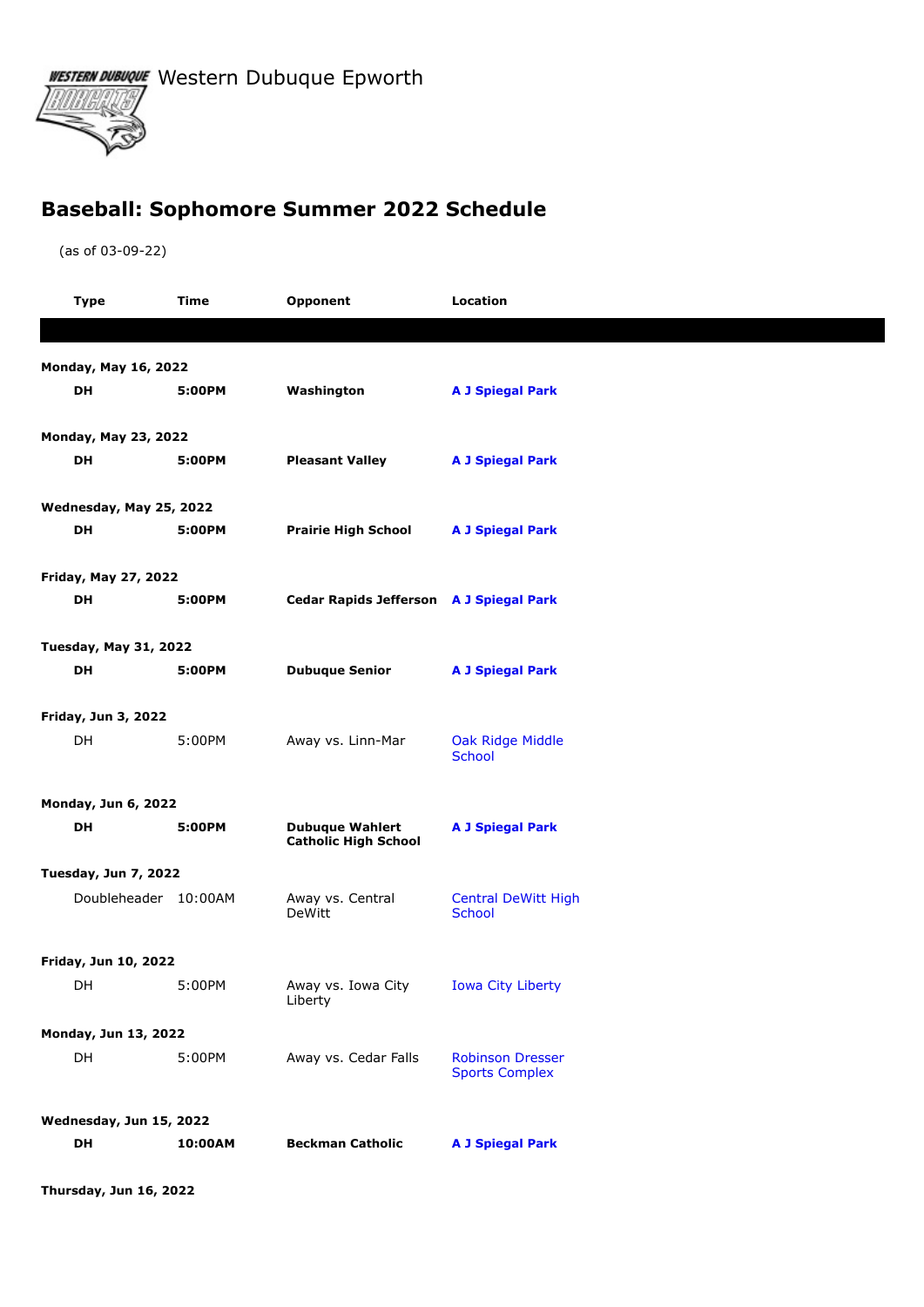Western Dubuque Epworth

## Baseball: Sophomore Summer 2022 Schedule

(as of 03-09-22)

| Type | Time | Opponent | Location |
|---|---|---|---|
| **Monday, May 16, 2022** | | | |
| **DH** | **5:00PM** | **Washington** | **A J Spiegal Park** |
| **Monday, May 23, 2022** | | | |
| **DH** | **5:00PM** | **Pleasant Valley** | **A J Spiegal Park** |
| **Wednesday, May 25, 2022** | | | |
| **DH** | **5:00PM** | **Prairie High School** | **A J Spiegal Park** |
| **Friday, May 27, 2022** | | | |
| **DH** | **5:00PM** | **Cedar Rapids Jefferson** | **A J Spiegal Park** |
| **Tuesday, May 31, 2022** | | | |
| **DH** | **5:00PM** | **Dubuque Senior** | **A J Spiegal Park** |
| **Friday, Jun 3, 2022** | | | |
| DH | 5:00PM | Away vs. Linn-Mar | Oak Ridge Middle School |
| **Monday, Jun 6, 2022** | | | |
| **DH** | **5:00PM** | **Dubuque Wahlert Catholic High School** | **A J Spiegal Park** |
| **Tuesday, Jun 7, 2022** | | | |
| Doubleheader | 10:00AM | Away vs. Central DeWitt | Central DeWitt High School |
| **Friday, Jun 10, 2022** | | | |
| DH | 5:00PM | Away vs. Iowa City Liberty | Iowa City Liberty |
| **Monday, Jun 13, 2022** | | | |
| DH | 5:00PM | Away vs. Cedar Falls | Robinson Dresser Sports Complex |
| **Wednesday, Jun 15, 2022** | | | |
| **DH** | **10:00AM** | **Beckman Catholic** | **A J Spiegal Park** |
| **Thursday, Jun 16, 2022** | | | |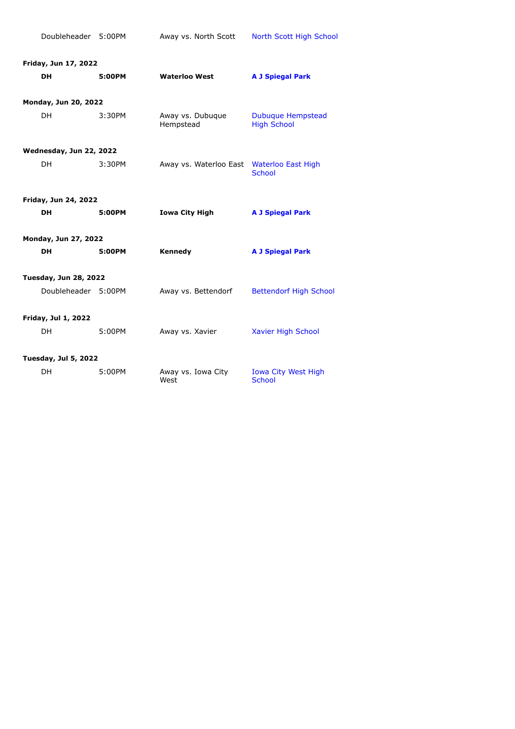| | | | |
|---|---|---|---|
| Doubleheader | 5:00PM | Away vs. North Scott | North Scott High School |

**Friday, Jun 17, 2022**

| | | | |
|---|---|---|---|
| **DH** | **5:00PM** | **Waterloo West** | **A J Spiegal Park** |

**Monday, Jun 20, 2022**

| | | | |
|---|---|---|---|
| DH | 3:30PM | Away vs. Dubuque Hempstead | Dubuque Hempstead High School |

**Wednesday, Jun 22, 2022**

| | | | |
|---|---|---|---|
| DH | 3:30PM | Away vs. Waterloo East | Waterloo East High School |

**Friday, Jun 24, 2022**

| | | | |
|---|---|---|---|
| **DH** | **5:00PM** | **Iowa City High** | **A J Spiegal Park** |

**Monday, Jun 27, 2022**

| | | | |
|---|---|---|---|
| **DH** | **5:00PM** | **Kennedy** | **A J Spiegal Park** |

**Tuesday, Jun 28, 2022**

| | | | |
|---|---|---|---|
| Doubleheader | 5:00PM | Away vs. Bettendorf | Bettendorf High School |

**Friday, Jul 1, 2022**

| | | | |
|---|---|---|---|
| DH | 5:00PM | Away vs. Xavier | Xavier High School |

**Tuesday, Jul 5, 2022**

| | | | |
|---|---|---|---|
| DH | 5:00PM | Away vs. Iowa City West | Iowa City West High School |